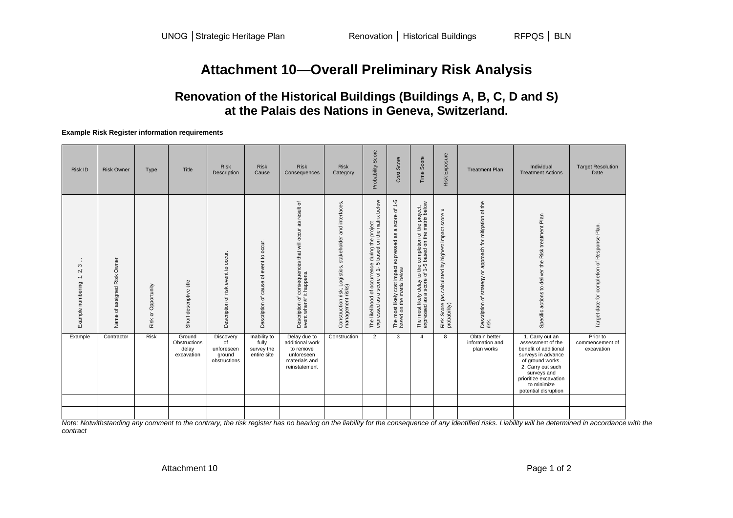# Attachment 10—Overall Preliminary Risk Analysis

## Renovation of the Historical Buildings (Buildings A, B, C, D and S) at the Palais des Nations in Geneva, Switzerland.

**Example Risk Register information requirements**

| Risk ID | Risk Owner | Type | Title | Risk Description | Risk Cause | Risk Consequences | Risk Category | Probability Score | Cost Score | Time Score | Risk Exposure | Treatment Plan | Individual Treatment Actions | Target Resolution Date |
|---|---|---|---|---|---|---|---|---|---|---|---|---|---|---|
| Example numbering, 1, 2, 3… | Name of assigned Risk Owner | Risk or Opportunity | Short descriptive title | Description of risk event to occur. | Description of cause of event to occur. | Description of consequences that will occur as result of event when/if it happens. | Construction risk, Logistics, stakeholder and interfaces, management risks) | The likelihood of occurrence during the project expressed as a score of 1- 5 based on the matrix below | The most likely cost impact expressed as a score of 1-5 based on the matrix below | The most likely delay to the completion of the project, expressed as a score of 1-5 based on the matrix below | Risk Score (as calculated by highest impact score x probability) | Description of strategy or approach for mitigation of the risk. | Specific actions to deliver the Risk treatment Plan | Target date for completion of Response Plan. |
| Example | Contractor | Risk | Ground Obstructions delay excavation | Discovery of unforeseen ground obstructions | Inability to fully survey the entire site | Delay due to additional work to remove unforeseen materials and reinstatement | Construction | 2 | 3 | 4 | 8 | Obtain better information and plan works | 1. Carry out an assessment of the benefit of additional surveys in advance of ground works. 2. Carry out such surveys and prioritize excavation to minimize potential disruption | Prior to commencement of excavation |
| | | | | | | | | | | | | | | |
| | | | | | | | | | | | | | | |

*Note: Notwithstanding any comment to the contrary, the risk register has no bearing on the liability for the consequence of any identified risks. Liability will be determined in accordance with the contract*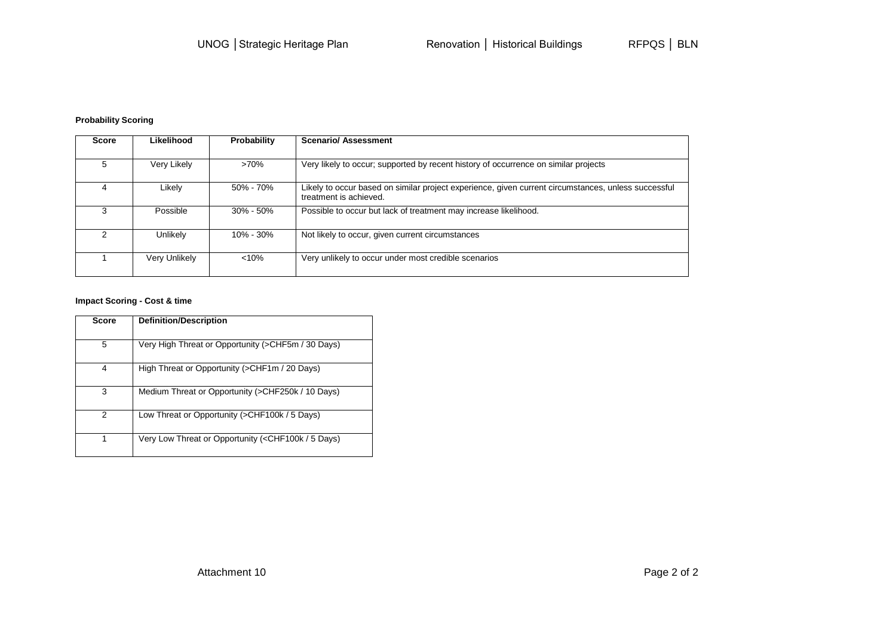**Probability Scoring**

| Score | Likelihood | Probability | Scenario/ Assessment |
|---|---|---|---|
| 5 | Very Likely | >70% | Very likely to occur; supported by recent history of occurrence on similar projects |
| 4 | Likely | 50% - 70% | Likely to occur based on similar project experience, given current circumstances, unless successful treatment is achieved. |
| 3 | Possible | 30% - 50% | Possible to occur but lack of treatment may increase likelihood. |
| 2 | Unlikely | 10% - 30% | Not likely to occur, given current circumstances |
| 1 | Very Unlikely | <10% | Very unlikely to occur under most credible scenarios |

**Impact Scoring - Cost & time**

| Score | Definition/Description |
|---|---|
| 5 | Very High Threat or Opportunity (>CHF5m / 30 Days) |
| 4 | High Threat or Opportunity (>CHF1m / 20 Days) |
| 3 | Medium Threat or Opportunity (>CHF250k / 10 Days) |
| 2 | Low Threat or Opportunity (>CHF100k / 5 Days) |
| 1 | Very Low Threat or Opportunity (<CHF100k / 5 Days) |